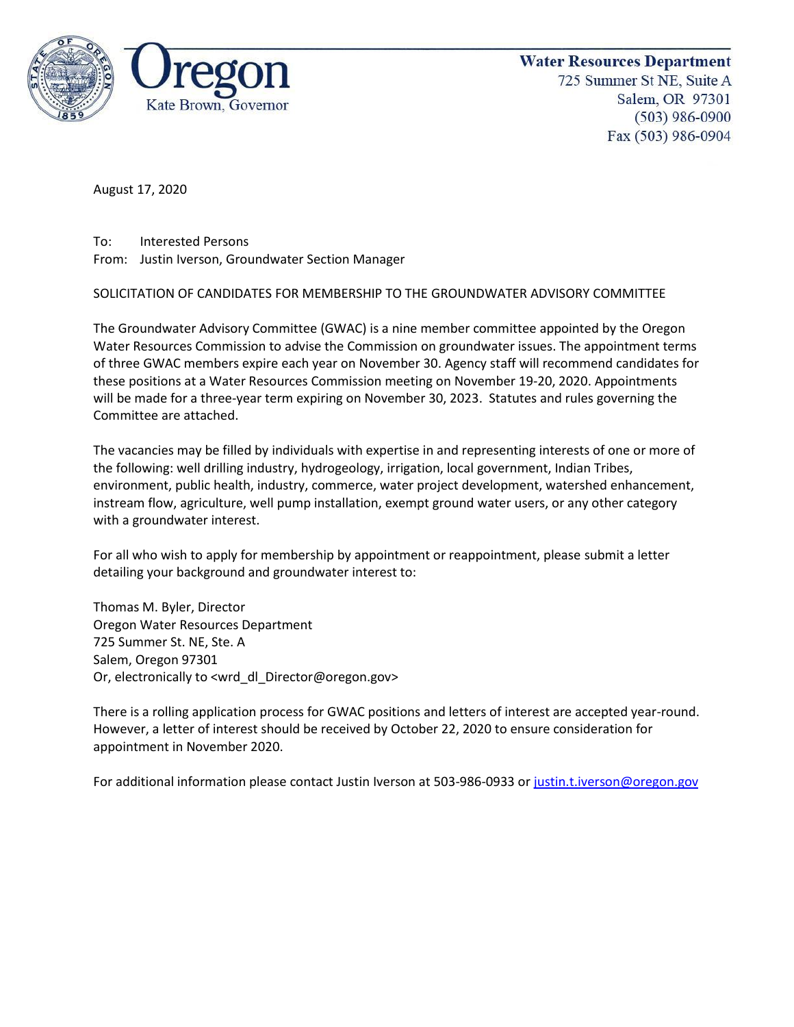**Oregon**
Kate Brown, Governor

**Water Resources Department**
725 Summer St NE, Suite A
Salem, OR 97301
(503) 986-0900
Fax (503) 986-0904

August 17, 2020

To: Interested Persons
From: Justin Iverson, Groundwater Section Manager

SOLICITATION OF CANDIDATES FOR MEMBERSHIP TO THE GROUNDWATER ADVISORY COMMITTEE

The Groundwater Advisory Committee (GWAC) is a nine member committee appointed by the Oregon Water Resources Commission to advise the Commission on groundwater issues. The appointment terms of three GWAC members expire each year on November 30. Agency staff will recommend candidates for these positions at a Water Resources Commission meeting on November 19-20, 2020. Appointments will be made for a three-year term expiring on November 30, 2023. Statutes and rules governing the Committee are attached.

The vacancies may be filled by individuals with expertise in and representing interests of one or more of the following: well drilling industry, hydrogeology, irrigation, local government, Indian Tribes, environment, public health, industry, commerce, water project development, watershed enhancement, instream flow, agriculture, well pump installation, exempt ground water users, or any other category with a groundwater interest.

For all who wish to apply for membership by appointment or reappointment, please submit a letter detailing your background and groundwater interest to:

Thomas M. Byler, Director
Oregon Water Resources Department
725 Summer St. NE, Ste. A
Salem, Oregon 97301
Or, electronically to <wrd_dl_Director@oregon.gov>

There is a rolling application process for GWAC positions and letters of interest are accepted year-round. However, a letter of interest should be received by October 22, 2020 to ensure consideration for appointment in November 2020.

For additional information please contact Justin Iverson at 503-986-0933 or justin.t.iverson@oregon.gov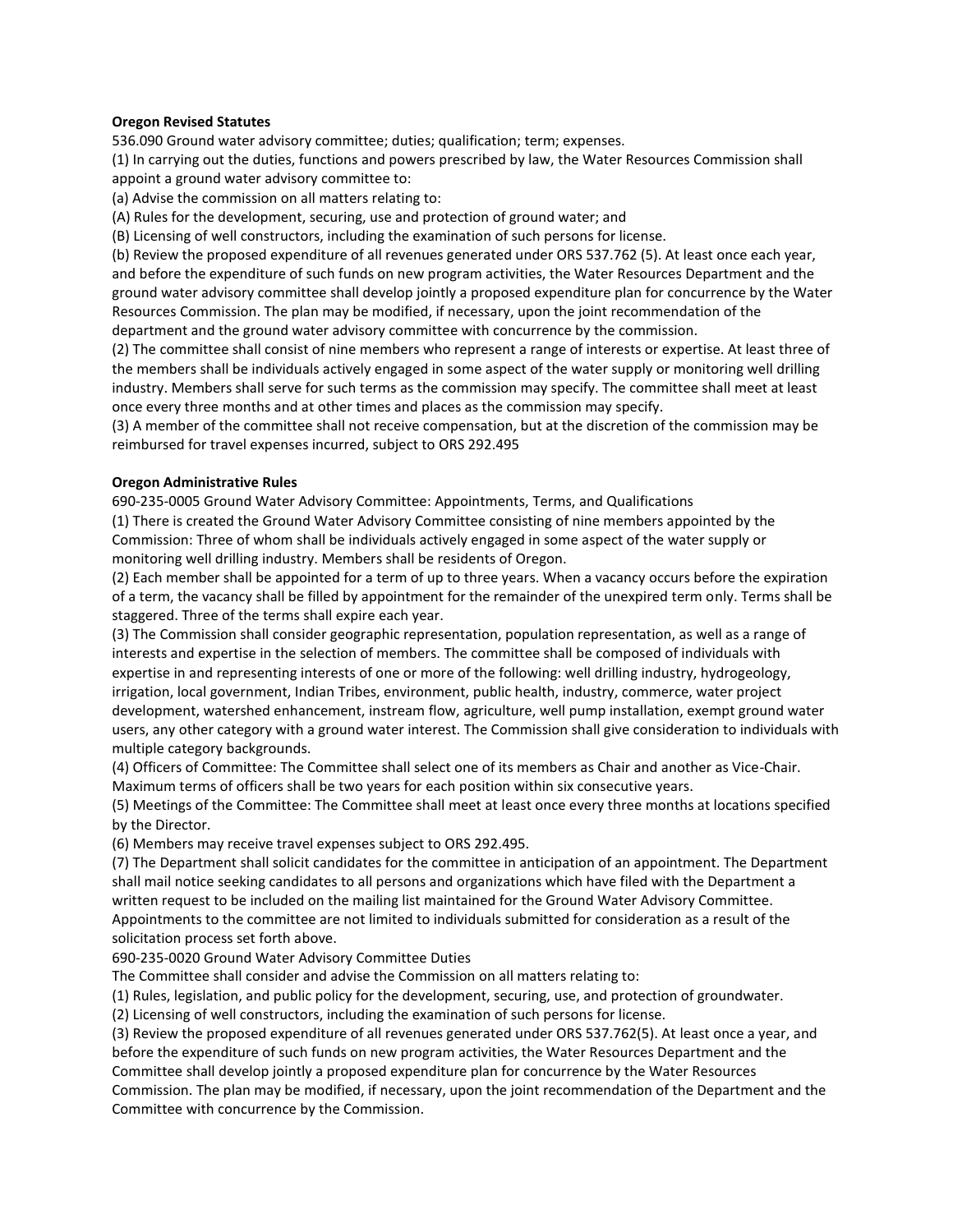**Oregon Revised Statutes**

536.090 Ground water advisory committee; duties; qualification; term; expenses.

(1) In carrying out the duties, functions and powers prescribed by law, the Water Resources Commission shall appoint a ground water advisory committee to:

(a) Advise the commission on all matters relating to:

(A) Rules for the development, securing, use and protection of ground water; and

(B) Licensing of well constructors, including the examination of such persons for license.

(b) Review the proposed expenditure of all revenues generated under ORS 537.762 (5). At least once each year, and before the expenditure of such funds on new program activities, the Water Resources Department and the ground water advisory committee shall develop jointly a proposed expenditure plan for concurrence by the Water Resources Commission. The plan may be modified, if necessary, upon the joint recommendation of the department and the ground water advisory committee with concurrence by the commission.

(2) The committee shall consist of nine members who represent a range of interests or expertise. At least three of the members shall be individuals actively engaged in some aspect of the water supply or monitoring well drilling industry. Members shall serve for such terms as the commission may specify. The committee shall meet at least once every three months and at other times and places as the commission may specify.

(3) A member of the committee shall not receive compensation, but at the discretion of the commission may be reimbursed for travel expenses incurred, subject to ORS 292.495

**Oregon Administrative Rules**

690-235-0005 Ground Water Advisory Committee: Appointments, Terms, and Qualifications

(1) There is created the Ground Water Advisory Committee consisting of nine members appointed by the Commission: Three of whom shall be individuals actively engaged in some aspect of the water supply or monitoring well drilling industry. Members shall be residents of Oregon.

(2) Each member shall be appointed for a term of up to three years. When a vacancy occurs before the expiration of a term, the vacancy shall be filled by appointment for the remainder of the unexpired term only. Terms shall be staggered. Three of the terms shall expire each year.

(3) The Commission shall consider geographic representation, population representation, as well as a range of interests and expertise in the selection of members. The committee shall be composed of individuals with expertise in and representing interests of one or more of the following: well drilling industry, hydrogeology, irrigation, local government, Indian Tribes, environment, public health, industry, commerce, water project development, watershed enhancement, instream flow, agriculture, well pump installation, exempt ground water users, any other category with a ground water interest. The Commission shall give consideration to individuals with multiple category backgrounds.

(4) Officers of Committee: The Committee shall select one of its members as Chair and another as Vice-Chair. Maximum terms of officers shall be two years for each position within six consecutive years.

(5) Meetings of the Committee: The Committee shall meet at least once every three months at locations specified by the Director.

(6) Members may receive travel expenses subject to ORS 292.495.

(7) The Department shall solicit candidates for the committee in anticipation of an appointment. The Department shall mail notice seeking candidates to all persons and organizations which have filed with the Department a written request to be included on the mailing list maintained for the Ground Water Advisory Committee. Appointments to the committee are not limited to individuals submitted for consideration as a result of the solicitation process set forth above.

690-235-0020 Ground Water Advisory Committee Duties

The Committee shall consider and advise the Commission on all matters relating to:

(1) Rules, legislation, and public policy for the development, securing, use, and protection of groundwater.

(2) Licensing of well constructors, including the examination of such persons for license.

(3) Review the proposed expenditure of all revenues generated under ORS 537.762(5). At least once a year, and before the expenditure of such funds on new program activities, the Water Resources Department and the Committee shall develop jointly a proposed expenditure plan for concurrence by the Water Resources Commission. The plan may be modified, if necessary, upon the joint recommendation of the Department and the Committee with concurrence by the Commission.